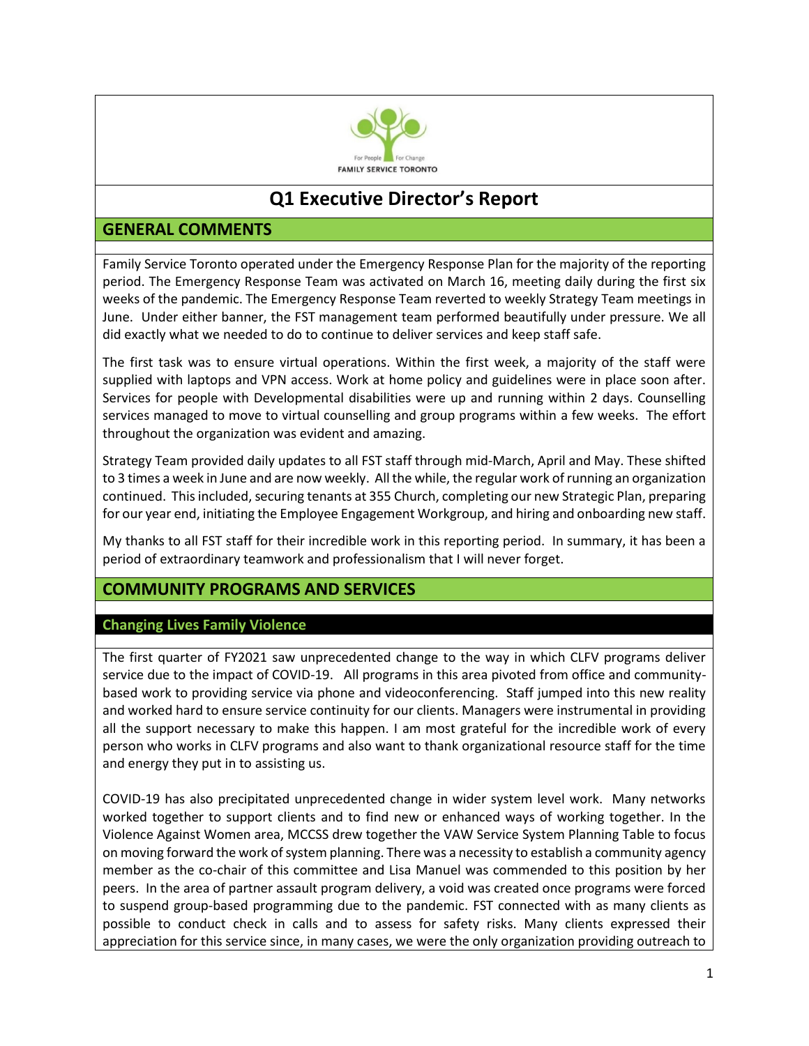For People For Change
FAMILY SERVICE TORONTO

# Q1 Executive Director's Report

## GENERAL COMMENTS

Family Service Toronto operated under the Emergency Response Plan for the majority of the reporting period. The Emergency Response Team was activated on March 16, meeting daily during the first six weeks of the pandemic. The Emergency Response Team reverted to weekly Strategy Team meetings in June. Under either banner, the FST management team performed beautifully under pressure. We all did exactly what we needed to do to continue to deliver services and keep staff safe.

The first task was to ensure virtual operations. Within the first week, a majority of the staff were supplied with laptops and VPN access. Work at home policy and guidelines were in place soon after. Services for people with Developmental disabilities were up and running within 2 days. Counselling services managed to move to virtual counselling and group programs within a few weeks. The effort throughout the organization was evident and amazing.

Strategy Team provided daily updates to all FST staff through mid-March, April and May. These shifted to 3 times a week in June and are now weekly. All the while, the regular work of running an organization continued. This included, securing tenants at 355 Church, completing our new Strategic Plan, preparing for our year end, initiating the Employee Engagement Workgroup, and hiring and onboarding new staff.

My thanks to all FST staff for their incredible work in this reporting period. In summary, it has been a period of extraordinary teamwork and professionalism that I will never forget.

## COMMUNITY PROGRAMS AND SERVICES

### Changing Lives Family Violence

The first quarter of FY2021 saw unprecedented change to the way in which CLFV programs deliver service due to the impact of COVID-19. All programs in this area pivoted from office and community-based work to providing service via phone and videoconferencing. Staff jumped into this new reality and worked hard to ensure service continuity for our clients. Managers were instrumental in providing all the support necessary to make this happen. I am most grateful for the incredible work of every person who works in CLFV programs and also want to thank organizational resource staff for the time and energy they put in to assisting us.

COVID-19 has also precipitated unprecedented change in wider system level work. Many networks worked together to support clients and to find new or enhanced ways of working together. In the Violence Against Women area, MCCSS drew together the VAW Service System Planning Table to focus on moving forward the work of system planning. There was a necessity to establish a community agency member as the co-chair of this committee and Lisa Manuel was commended to this position by her peers. In the area of partner assault program delivery, a void was created once programs were forced to suspend group-based programming due to the pandemic. FST connected with as many clients as possible to conduct check in calls and to assess for safety risks. Many clients expressed their appreciation for this service since, in many cases, we were the only organization providing outreach to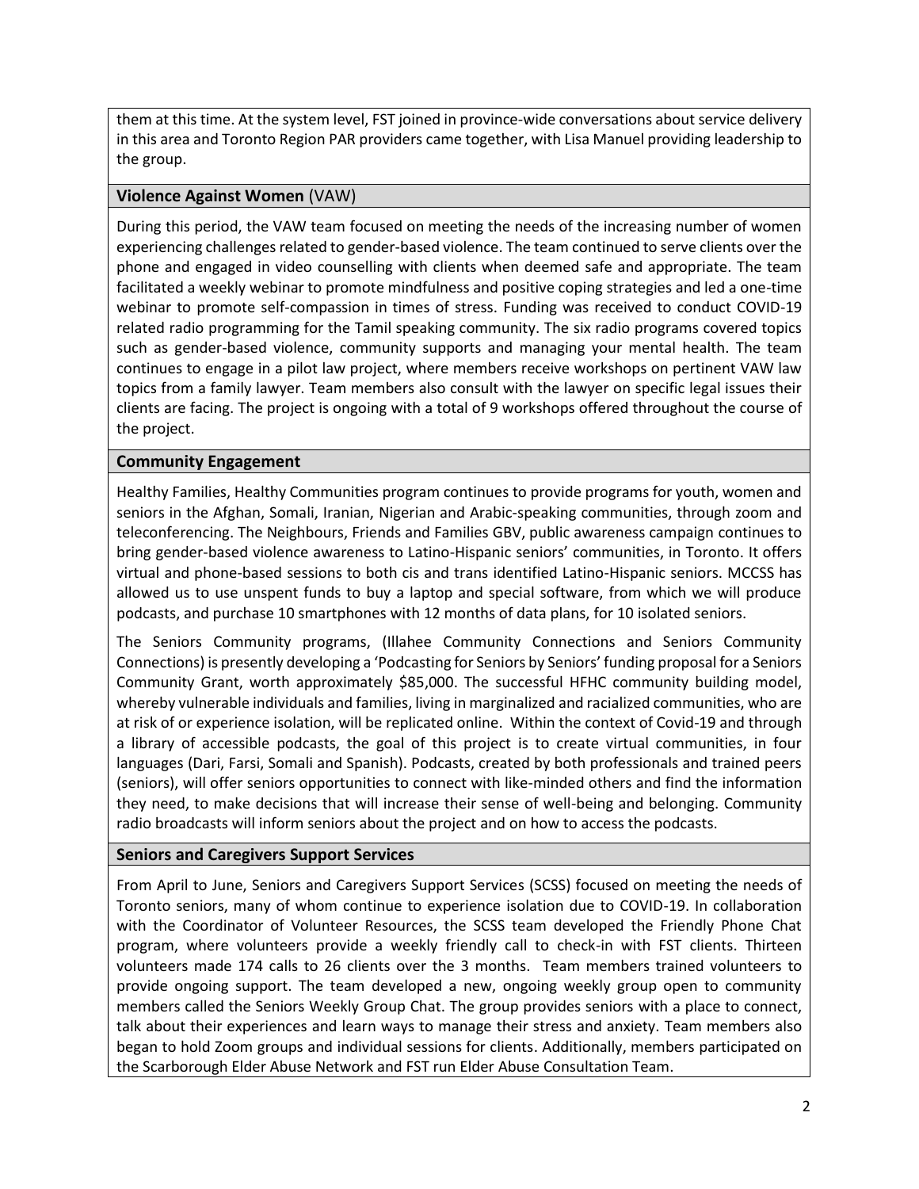them at this time. At the system level, FST joined in province-wide conversations about service delivery in this area and Toronto Region PAR providers came together, with Lisa Manuel providing leadership to the group.

### **Violence Against Women** (VAW)

During this period, the VAW team focused on meeting the needs of the increasing number of women experiencing challenges related to gender-based violence. The team continued to serve clients over the phone and engaged in video counselling with clients when deemed safe and appropriate. The team facilitated a weekly webinar to promote mindfulness and positive coping strategies and led a one-time webinar to promote self-compassion in times of stress. Funding was received to conduct COVID-19 related radio programming for the Tamil speaking community. The six radio programs covered topics such as gender-based violence, community supports and managing your mental health. The team continues to engage in a pilot law project, where members receive workshops on pertinent VAW law topics from a family lawyer. Team members also consult with the lawyer on specific legal issues their clients are facing. The project is ongoing with a total of 9 workshops offered throughout the course of the project.

### **Community Engagement**

Healthy Families, Healthy Communities program continues to provide programs for youth, women and seniors in the Afghan, Somali, Iranian, Nigerian and Arabic-speaking communities, through zoom and teleconferencing. The Neighbours, Friends and Families GBV, public awareness campaign continues to bring gender-based violence awareness to Latino-Hispanic seniors' communities, in Toronto. It offers virtual and phone-based sessions to both cis and trans identified Latino-Hispanic seniors. MCCSS has allowed us to use unspent funds to buy a laptop and special software, from which we will produce podcasts, and purchase 10 smartphones with 12 months of data plans, for 10 isolated seniors.

The Seniors Community programs, (Illahee Community Connections and Seniors Community Connections) is presently developing a 'Podcasting for Seniors by Seniors' funding proposal for a Seniors Community Grant, worth approximately $85,000. The successful HFHC community building model, whereby vulnerable individuals and families, living in marginalized and racialized communities, who are at risk of or experience isolation, will be replicated online. Within the context of Covid-19 and through a library of accessible podcasts, the goal of this project is to create virtual communities, in four languages (Dari, Farsi, Somali and Spanish). Podcasts, created by both professionals and trained peers (seniors), will offer seniors opportunities to connect with like-minded others and find the information they need, to make decisions that will increase their sense of well-being and belonging. Community radio broadcasts will inform seniors about the project and on how to access the podcasts.

### **Seniors and Caregivers Support Services**

From April to June, Seniors and Caregivers Support Services (SCSS) focused on meeting the needs of Toronto seniors, many of whom continue to experience isolation due to COVID-19. In collaboration with the Coordinator of Volunteer Resources, the SCSS team developed the Friendly Phone Chat program, where volunteers provide a weekly friendly call to check-in with FST clients. Thirteen volunteers made 174 calls to 26 clients over the 3 months. Team members trained volunteers to provide ongoing support. The team developed a new, ongoing weekly group open to community members called the Seniors Weekly Group Chat. The group provides seniors with a place to connect, talk about their experiences and learn ways to manage their stress and anxiety. Team members also began to hold Zoom groups and individual sessions for clients. Additionally, members participated on the Scarborough Elder Abuse Network and FST run Elder Abuse Consultation Team.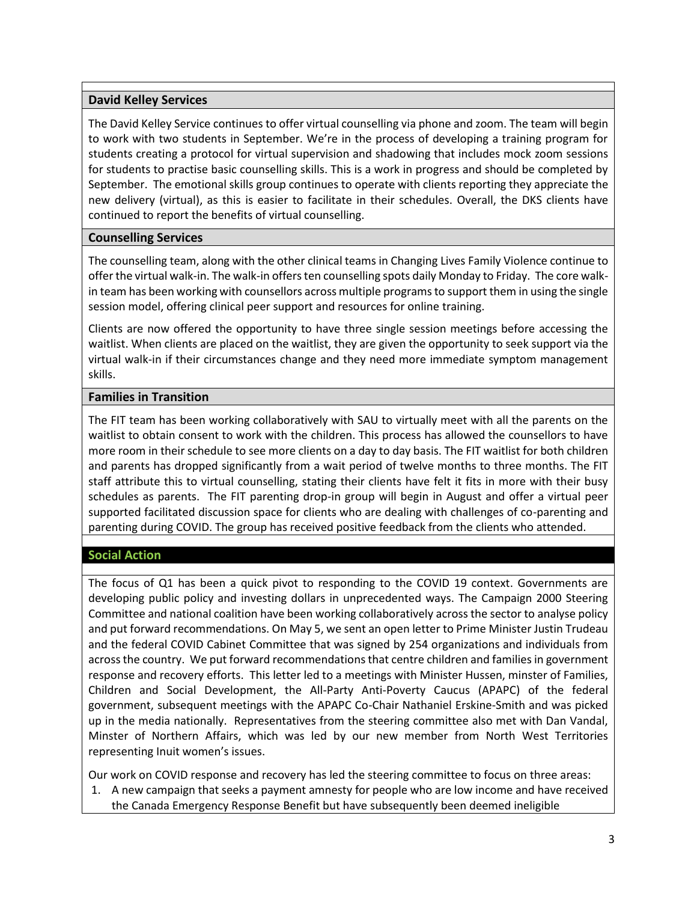### David Kelley Services

The David Kelley Service continues to offer virtual counselling via phone and zoom. The team will begin to work with two students in September. We're in the process of developing a training program for students creating a protocol for virtual supervision and shadowing that includes mock zoom sessions for students to practise basic counselling skills. This is a work in progress and should be completed by September. The emotional skills group continues to operate with clients reporting they appreciate the new delivery (virtual), as this is easier to facilitate in their schedules. Overall, the DKS clients have continued to report the benefits of virtual counselling.

### Counselling Services

The counselling team, along with the other clinical teams in Changing Lives Family Violence continue to offer the virtual walk-in. The walk-in offers ten counselling spots daily Monday to Friday. The core walk-in team has been working with counsellors across multiple programs to support them in using the single session model, offering clinical peer support and resources for online training.

Clients are now offered the opportunity to have three single session meetings before accessing the waitlist. When clients are placed on the waitlist, they are given the opportunity to seek support via the virtual walk-in if their circumstances change and they need more immediate symptom management skills.

### Families in Transition

The FIT team has been working collaboratively with SAU to virtually meet with all the parents on the waitlist to obtain consent to work with the children. This process has allowed the counsellors to have more room in their schedule to see more clients on a day to day basis. The FIT waitlist for both children and parents has dropped significantly from a wait period of twelve months to three months. The FIT staff attribute this to virtual counselling, stating their clients have felt it fits in more with their busy schedules as parents. The FIT parenting drop-in group will begin in August and offer a virtual peer supported facilitated discussion space for clients who are dealing with challenges of co-parenting and parenting during COVID. The group has received positive feedback from the clients who attended.

## Social Action

The focus of Q1 has been a quick pivot to responding to the COVID 19 context. Governments are developing public policy and investing dollars in unprecedented ways. The Campaign 2000 Steering Committee and national coalition have been working collaboratively across the sector to analyse policy and put forward recommendations. On May 5, we sent an open letter to Prime Minister Justin Trudeau and the federal COVID Cabinet Committee that was signed by 254 organizations and individuals from across the country. We put forward recommendations that centre children and families in government response and recovery efforts. This letter led to a meetings with Minister Hussen, minster of Families, Children and Social Development, the All-Party Anti-Poverty Caucus (APAPC) of the federal government, subsequent meetings with the APAPC Co-Chair Nathaniel Erskine-Smith and was picked up in the media nationally. Representatives from the steering committee also met with Dan Vandal, Minster of Northern Affairs, which was led by our new member from North West Territories representing Inuit women's issues.

Our work on COVID response and recovery has led the steering committee to focus on three areas:

1. A new campaign that seeks a payment amnesty for people who are low income and have received the Canada Emergency Response Benefit but have subsequently been deemed ineligible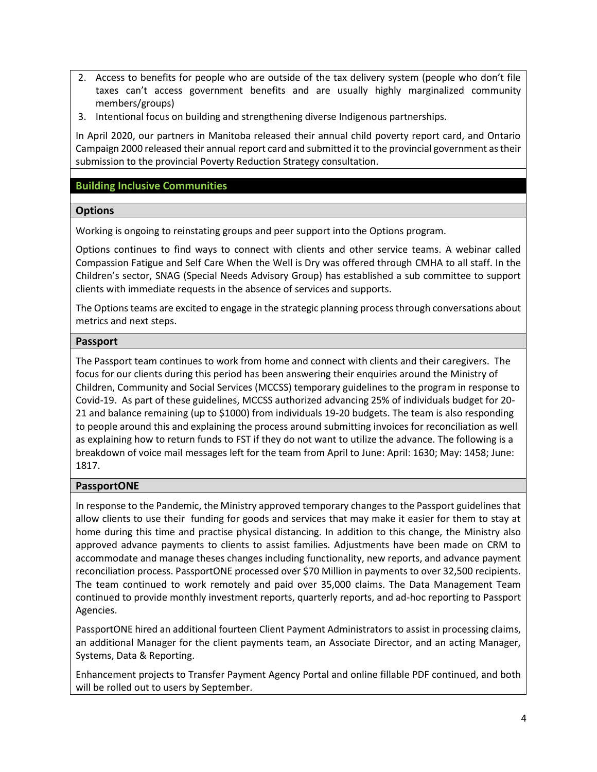2. Access to benefits for people who are outside of the tax delivery system (people who don't file taxes can't access government benefits and are usually highly marginalized community members/groups)
3. Intentional focus on building and strengthening diverse Indigenous partnerships.

In April 2020, our partners in Manitoba released their annual child poverty report card, and Ontario Campaign 2000 released their annual report card and submitted it to the provincial government as their submission to the provincial Poverty Reduction Strategy consultation.

## Building Inclusive Communities

### Options

Working is ongoing to reinstating groups and peer support into the Options program.

Options continues to find ways to connect with clients and other service teams. A webinar called Compassion Fatigue and Self Care When the Well is Dry was offered through CMHA to all staff. In the Children's sector, SNAG (Special Needs Advisory Group) has established a sub committee to support clients with immediate requests in the absence of services and supports.

The Options teams are excited to engage in the strategic planning process through conversations about metrics and next steps.

### Passport

The Passport team continues to work from home and connect with clients and their caregivers. The focus for our clients during this period has been answering their enquiries around the Ministry of Children, Community and Social Services (MCCSS) temporary guidelines to the program in response to Covid-19. As part of these guidelines, MCCSS authorized advancing 25% of individuals budget for 20-21 and balance remaining (up to $1000) from individuals 19-20 budgets. The team is also responding to people around this and explaining the process around submitting invoices for reconciliation as well as explaining how to return funds to FST if they do not want to utilize the advance. The following is a breakdown of voice mail messages left for the team from April to June: April: 1630; May: 1458; June: 1817.

### PassportONE

In response to the Pandemic, the Ministry approved temporary changes to the Passport guidelines that allow clients to use their funding for goods and services that may make it easier for them to stay at home during this time and practise physical distancing. In addition to this change, the Ministry also approved advance payments to clients to assist families. Adjustments have been made on CRM to accommodate and manage theses changes including functionality, new reports, and advance payment reconciliation process. PassportONE processed over $70 Million in payments to over 32,500 recipients. The team continued to work remotely and paid over 35,000 claims. The Data Management Team continued to provide monthly investment reports, quarterly reports, and ad-hoc reporting to Passport Agencies.

PassportONE hired an additional fourteen Client Payment Administrators to assist in processing claims, an additional Manager for the client payments team, an Associate Director, and an acting Manager, Systems, Data & Reporting.

Enhancement projects to Transfer Payment Agency Portal and online fillable PDF continued, and both will be rolled out to users by September.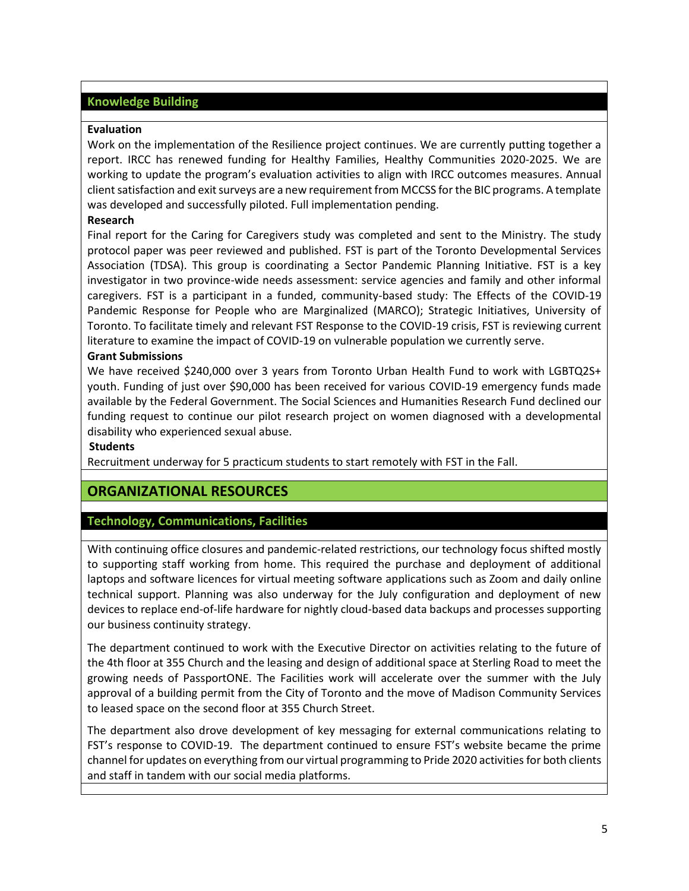### Knowledge Building

**Evaluation**

Work on the implementation of the Resilience project continues. We are currently putting together a report. IRCC has renewed funding for Healthy Families, Healthy Communities 2020-2025. We are working to update the program's evaluation activities to align with IRCC outcomes measures. Annual client satisfaction and exit surveys are a new requirement from MCCSS for the BIC programs. A template was developed and successfully piloted. Full implementation pending.

**Research**

Final report for the Caring for Caregivers study was completed and sent to the Ministry. The study protocol paper was peer reviewed and published. FST is part of the Toronto Developmental Services Association (TDSA). This group is coordinating a Sector Pandemic Planning Initiative. FST is a key investigator in two province-wide needs assessment: service agencies and family and other informal caregivers. FST is a participant in a funded, community-based study: The Effects of the COVID-19 Pandemic Response for People who are Marginalized (MARCO); Strategic Initiatives, University of Toronto. To facilitate timely and relevant FST Response to the COVID-19 crisis, FST is reviewing current literature to examine the impact of COVID-19 on vulnerable population we currently serve.

**Grant Submissions**

We have received $240,000 over 3 years from Toronto Urban Health Fund to work with LGBTQ2S+ youth. Funding of just over $90,000 has been received for various COVID-19 emergency funds made available by the Federal Government. The Social Sciences and Humanities Research Fund declined our funding request to continue our pilot research project on women diagnosed with a developmental disability who experienced sexual abuse.

**Students**

Recruitment underway for 5 practicum students to start remotely with FST in the Fall.

## ORGANIZATIONAL RESOURCES

### Technology, Communications, Facilities

With continuing office closures and pandemic-related restrictions, our technology focus shifted mostly to supporting staff working from home. This required the purchase and deployment of additional laptops and software licences for virtual meeting software applications such as Zoom and daily online technical support. Planning was also underway for the July configuration and deployment of new devices to replace end-of-life hardware for nightly cloud-based data backups and processes supporting our business continuity strategy.

The department continued to work with the Executive Director on activities relating to the future of the 4th floor at 355 Church and the leasing and design of additional space at Sterling Road to meet the growing needs of PassportONE. The Facilities work will accelerate over the summer with the July approval of a building permit from the City of Toronto and the move of Madison Community Services to leased space on the second floor at 355 Church Street.

The department also drove development of key messaging for external communications relating to FST's response to COVID-19. The department continued to ensure FST's website became the prime channel for updates on everything from our virtual programming to Pride 2020 activities for both clients and staff in tandem with our social media platforms.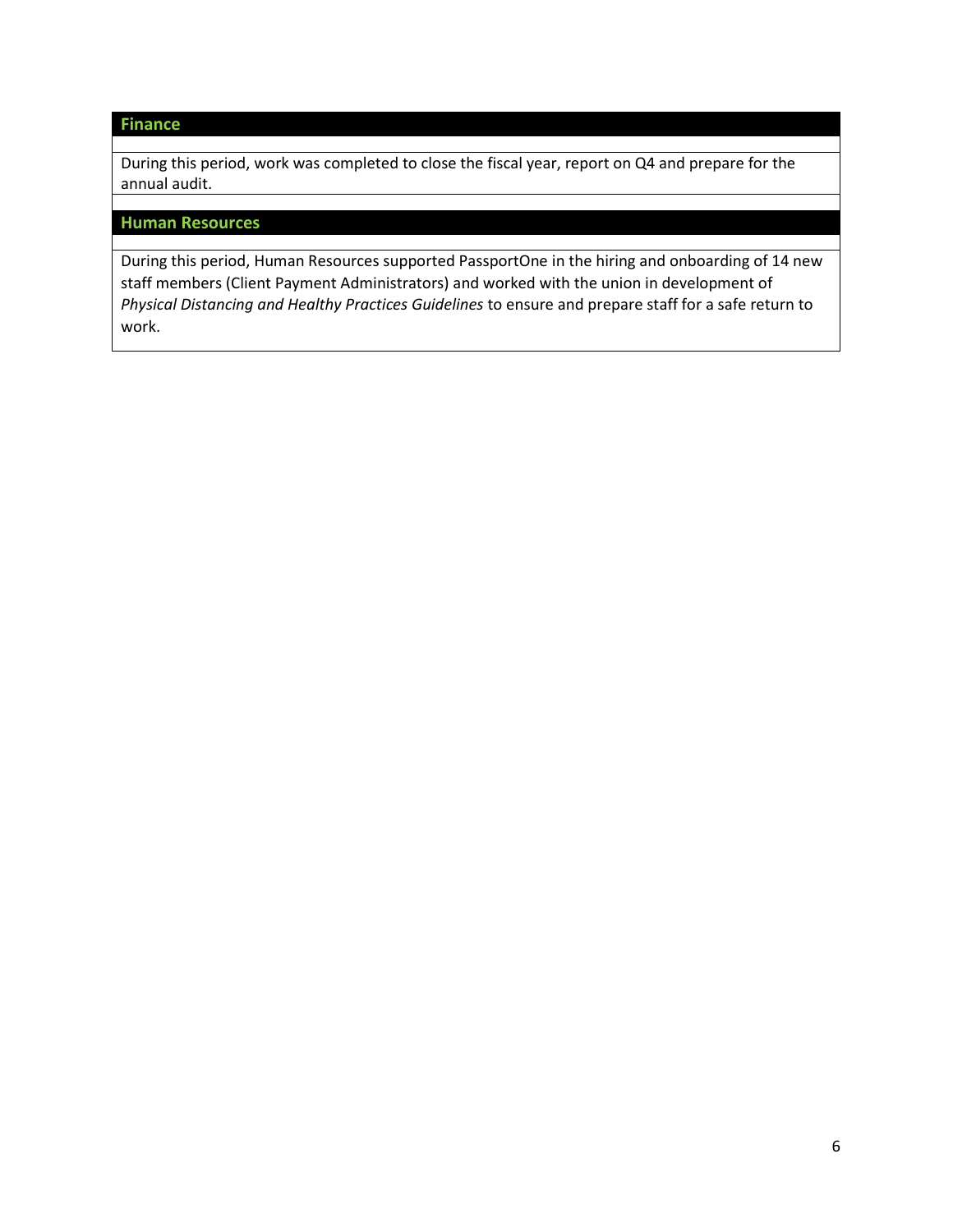## Finance

During this period, work was completed to close the fiscal year, report on Q4 and prepare for the annual audit.

## Human Resources

During this period, Human Resources supported PassportOne in the hiring and onboarding of 14 new staff members (Client Payment Administrators) and worked with the union in development of *Physical Distancing and Healthy Practices Guidelines* to ensure and prepare staff for a safe return to work.